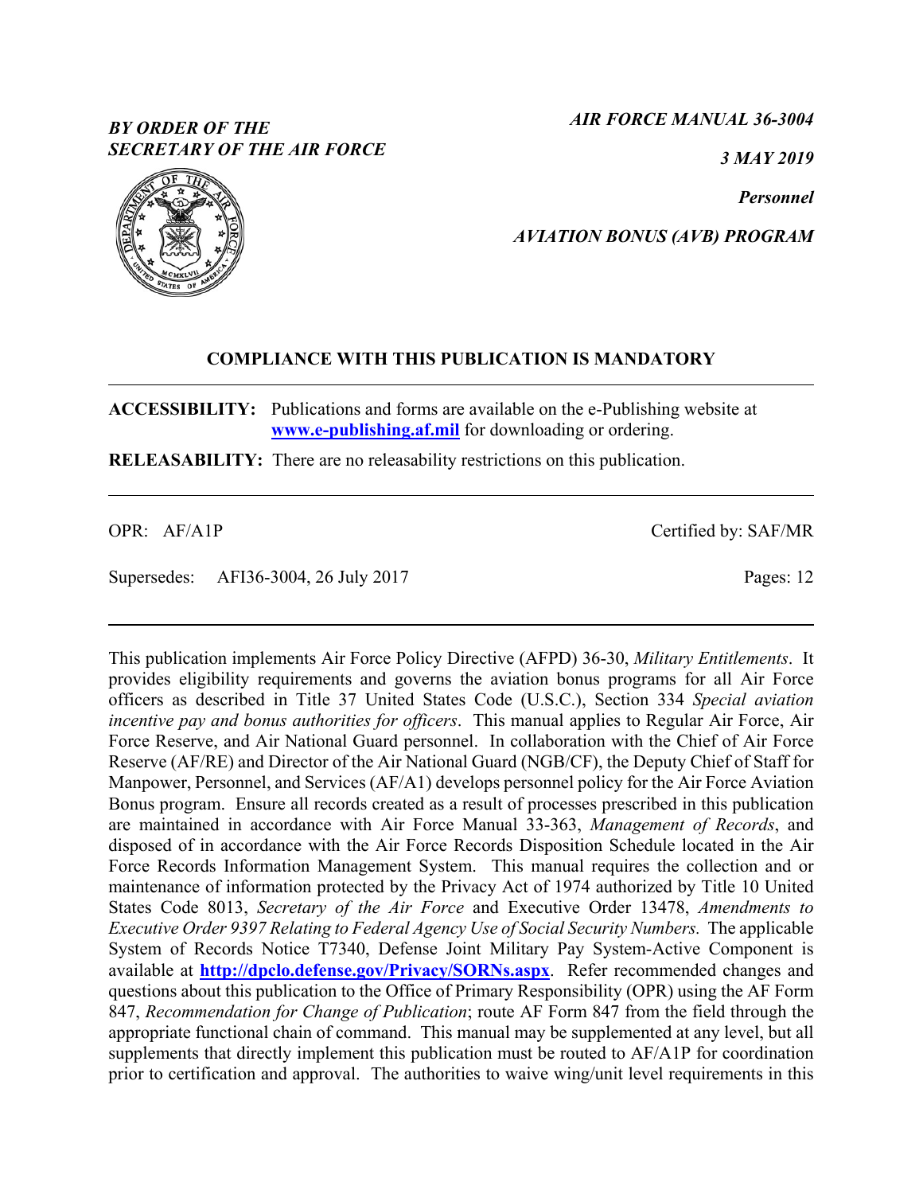*BY ORDER OF THE SECRETARY OF THE AIR FORCE*

*AIR FORCE MANUAL 36-3004*

*3 MAY 2019*

***Personnel***

***AVIATION BONUS (AVB) PROGRAM***

**COMPLIANCE WITH THIS PUBLICATION IS MANDATORY**

---

**ACCESSIBILITY:** Publications and forms are available on the e-Publishing website at **www.e-publishing.af.mil** for downloading or ordering.

**RELEASABILITY:** There are no releasability restrictions on this publication.

---

OPR: AF/A1P

Certified by: SAF/MR

Supersedes: AFI36-3004, 26 July 2017

Pages: 12

---

This publication implements Air Force Policy Directive (AFPD) 36-30, *Military Entitlements*. It provides eligibility requirements and governs the aviation bonus programs for all Air Force officers as described in Title 37 United States Code (U.S.C.), Section 334 *Special aviation incentive pay and bonus authorities for officers*. This manual applies to Regular Air Force, Air Force Reserve, and Air National Guard personnel. In collaboration with the Chief of Air Force Reserve (AF/RE) and Director of the Air National Guard (NGB/CF), the Deputy Chief of Staff for Manpower, Personnel, and Services (AF/A1) develops personnel policy for the Air Force Aviation Bonus program. Ensure all records created as a result of processes prescribed in this publication are maintained in accordance with Air Force Manual 33-363, *Management of Records*, and disposed of in accordance with the Air Force Records Disposition Schedule located in the Air Force Records Information Management System. This manual requires the collection and or maintenance of information protected by the Privacy Act of 1974 authorized by Title 10 United States Code 8013, *Secretary of the Air Force* and Executive Order 13478, *Amendments to Executive Order 9397 Relating to Federal Agency Use of Social Security Numbers.* The applicable System of Records Notice T7340, Defense Joint Military Pay System-Active Component is available at **http://dpclo.defense.gov/Privacy/SORNs.aspx**. Refer recommended changes and questions about this publication to the Office of Primary Responsibility (OPR) using the AF Form 847, *Recommendation for Change of Publication*; route AF Form 847 from the field through the appropriate functional chain of command. This manual may be supplemented at any level, but all supplements that directly implement this publication must be routed to AF/A1P for coordination prior to certification and approval. The authorities to waive wing/unit level requirements in this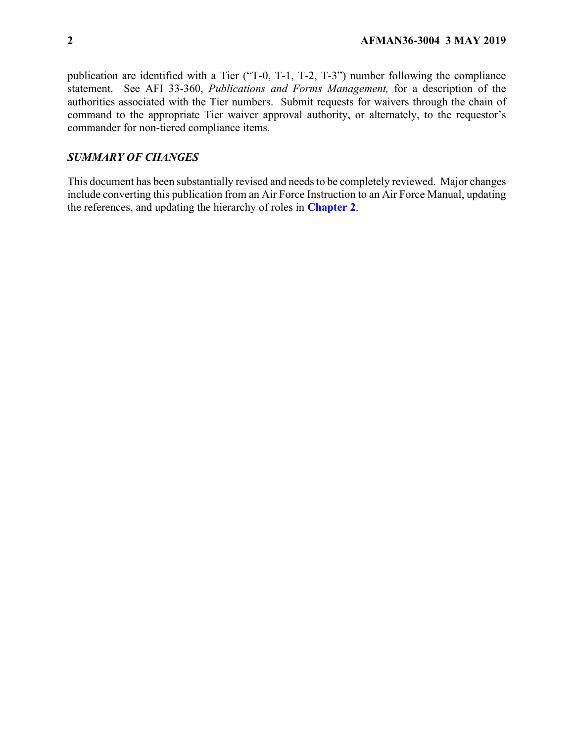publication are identified with a Tier ("T-0, T-1, T-2, T-3") number following the compliance statement. See AFI 33-360, *Publications and Forms Management,* for a description of the authorities associated with the Tier numbers. Submit requests for waivers through the chain of command to the appropriate Tier waiver approval authority, or alternately, to the requestor's commander for non-tiered compliance items.

## *SUMMARY OF CHANGES*

This document has been substantially revised and needs to be completely reviewed. Major changes include converting this publication from an Air Force Instruction to an Air Force Manual, updating the references, and updating the hierarchy of roles in **Chapter 2**.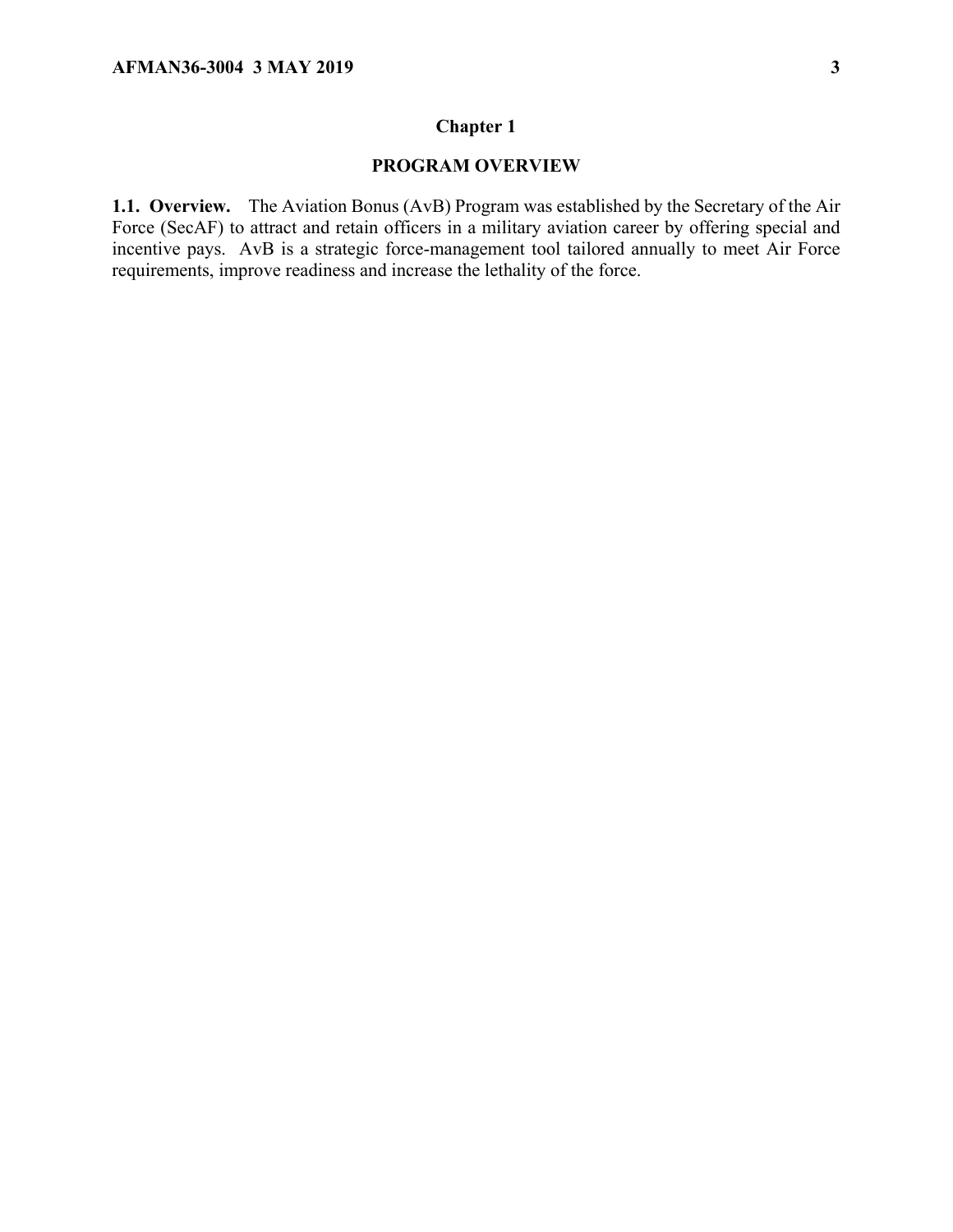# Chapter 1

## PROGRAM OVERVIEW

**1.1. Overview.** The Aviation Bonus (AvB) Program was established by the Secretary of the Air Force (SecAF) to attract and retain officers in a military aviation career by offering special and incentive pays. AvB is a strategic force-management tool tailored annually to meet Air Force requirements, improve readiness and increase the lethality of the force.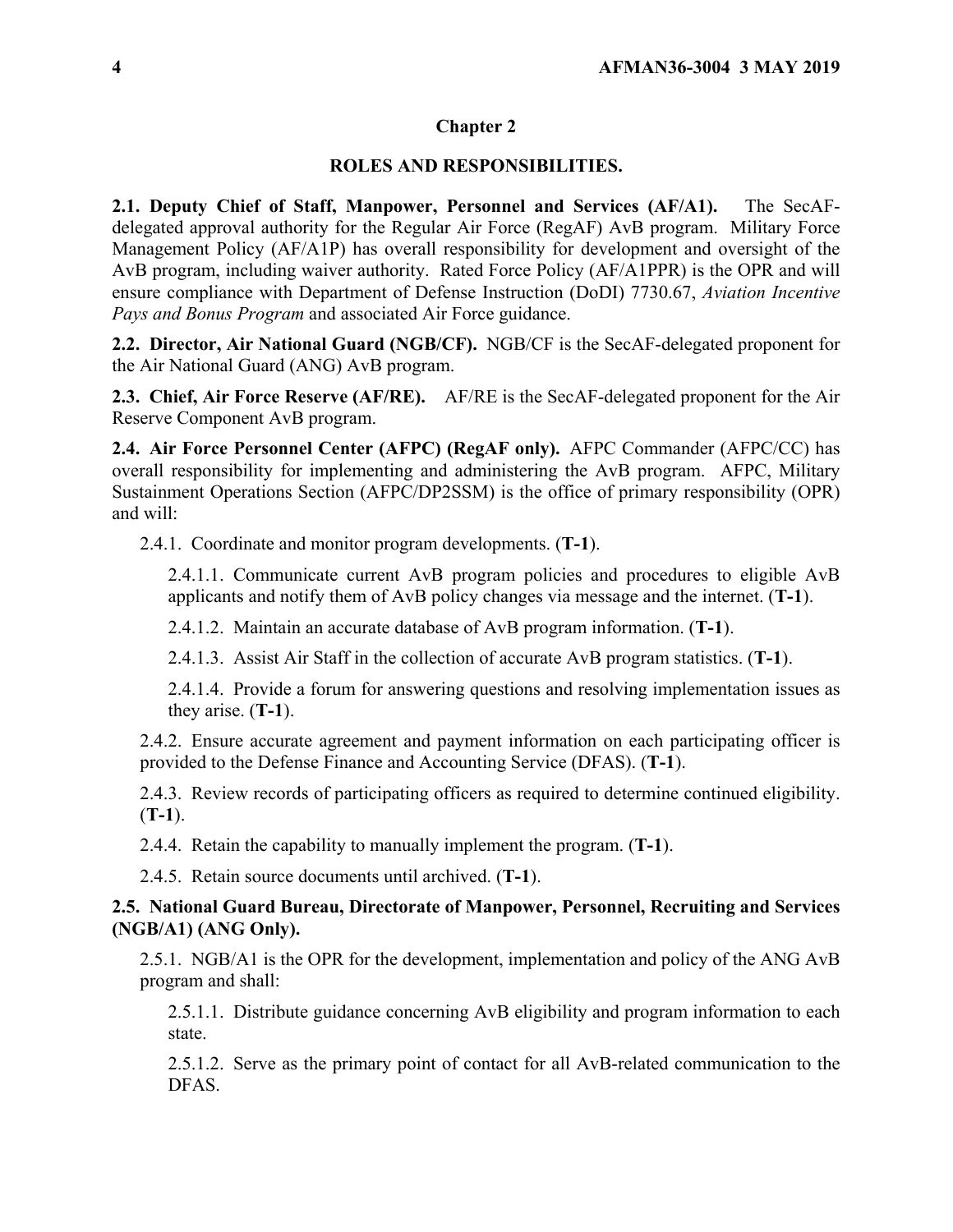# Chapter 2

## ROLES AND RESPONSIBILITIES.

**2.1. Deputy Chief of Staff, Manpower, Personnel and Services (AF/A1).** The SecAF-delegated approval authority for the Regular Air Force (RegAF) AvB program. Military Force Management Policy (AF/A1P) has overall responsibility for development and oversight of the AvB program, including waiver authority. Rated Force Policy (AF/A1PPR) is the OPR and will ensure compliance with Department of Defense Instruction (DoDI) 7730.67, *Aviation Incentive Pays and Bonus Program* and associated Air Force guidance.

**2.2. Director, Air National Guard (NGB/CF).** NGB/CF is the SecAF-delegated proponent for the Air National Guard (ANG) AvB program.

**2.3. Chief, Air Force Reserve (AF/RE).** AF/RE is the SecAF-delegated proponent for the Air Reserve Component AvB program.

**2.4. Air Force Personnel Center (AFPC) (RegAF only).** AFPC Commander (AFPC/CC) has overall responsibility for implementing and administering the AvB program. AFPC, Military Sustainment Operations Section (AFPC/DP2SSM) is the office of primary responsibility (OPR) and will:

2.4.1. Coordinate and monitor program developments. (**T-1**).

2.4.1.1. Communicate current AvB program policies and procedures to eligible AvB applicants and notify them of AvB policy changes via message and the internet. (**T-1**).

2.4.1.2. Maintain an accurate database of AvB program information. (**T-1**).

2.4.1.3. Assist Air Staff in the collection of accurate AvB program statistics. (**T-1**).

2.4.1.4. Provide a forum for answering questions and resolving implementation issues as they arise. (**T-1**).

2.4.2. Ensure accurate agreement and payment information on each participating officer is provided to the Defense Finance and Accounting Service (DFAS). (**T-1**).

2.4.3. Review records of participating officers as required to determine continued eligibility. (**T-1**).

2.4.4. Retain the capability to manually implement the program. (**T-1**).

2.4.5. Retain source documents until archived. (**T-1**).

**2.5. National Guard Bureau, Directorate of Manpower, Personnel, Recruiting and Services (NGB/A1) (ANG Only).**

2.5.1. NGB/A1 is the OPR for the development, implementation and policy of the ANG AvB program and shall:

2.5.1.1. Distribute guidance concerning AvB eligibility and program information to each state.

2.5.1.2. Serve as the primary point of contact for all AvB-related communication to the DFAS.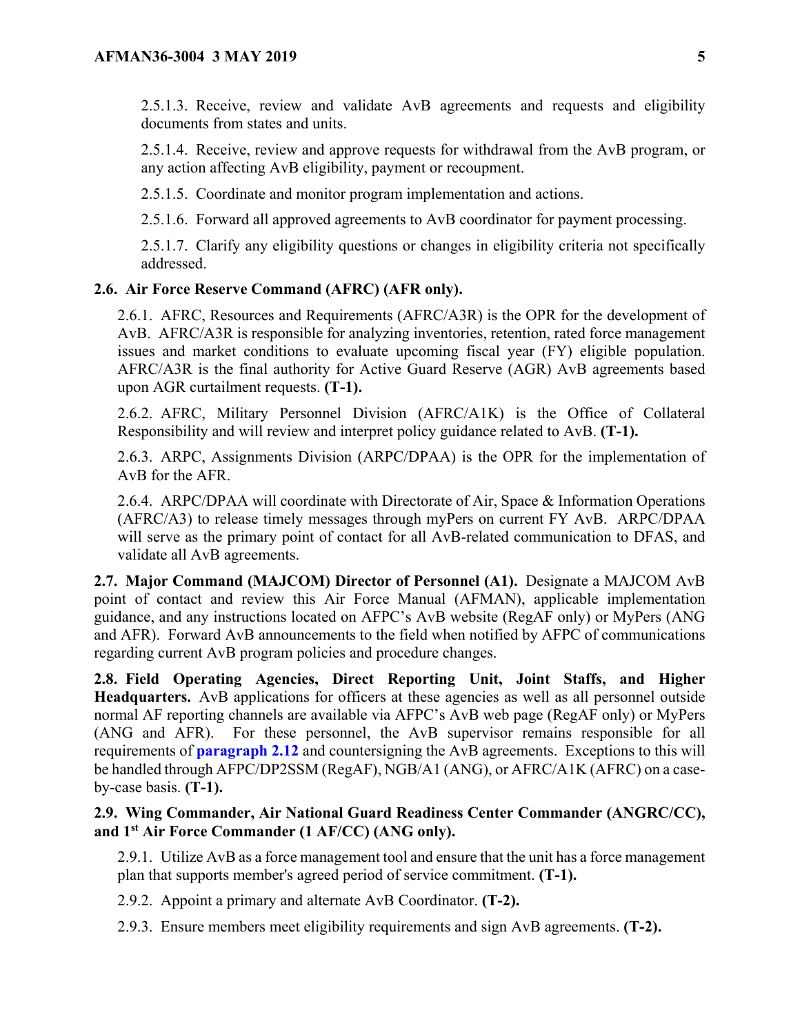2.5.1.3. Receive, review and validate AvB agreements and requests and eligibility documents from states and units.

2.5.1.4. Receive, review and approve requests for withdrawal from the AvB program, or any action affecting AvB eligibility, payment or recoupment.

2.5.1.5. Coordinate and monitor program implementation and actions.

2.5.1.6. Forward all approved agreements to AvB coordinator for payment processing.

2.5.1.7. Clarify any eligibility questions or changes in eligibility criteria not specifically addressed.

**2.6. Air Force Reserve Command (AFRC) (AFR only).**

2.6.1. AFRC, Resources and Requirements (AFRC/A3R) is the OPR for the development of AvB. AFRC/A3R is responsible for analyzing inventories, retention, rated force management issues and market conditions to evaluate upcoming fiscal year (FY) eligible population. AFRC/A3R is the final authority for Active Guard Reserve (AGR) AvB agreements based upon AGR curtailment requests. **(T-1).**

2.6.2. AFRC, Military Personnel Division (AFRC/A1K) is the Office of Collateral Responsibility and will review and interpret policy guidance related to AvB. **(T-1).**

2.6.3. ARPC, Assignments Division (ARPC/DPAA) is the OPR for the implementation of AvB for the AFR.

2.6.4. ARPC/DPAA will coordinate with Directorate of Air, Space & Information Operations (AFRC/A3) to release timely messages through myPers on current FY AvB. ARPC/DPAA will serve as the primary point of contact for all AvB-related communication to DFAS, and validate all AvB agreements.

**2.7. Major Command (MAJCOM) Director of Personnel (A1).** Designate a MAJCOM AvB point of contact and review this Air Force Manual (AFMAN), applicable implementation guidance, and any instructions located on AFPC's AvB website (RegAF only) or MyPers (ANG and AFR). Forward AvB announcements to the field when notified by AFPC of communications regarding current AvB program policies and procedure changes.

**2.8. Field Operating Agencies, Direct Reporting Unit, Joint Staffs, and Higher Headquarters.** AvB applications for officers at these agencies as well as all personnel outside normal AF reporting channels are available via AFPC's AvB web page (RegAF only) or MyPers (ANG and AFR). For these personnel, the AvB supervisor remains responsible for all requirements of **paragraph 2.12** and countersigning the AvB agreements. Exceptions to this will be handled through AFPC/DP2SSM (RegAF), NGB/A1 (ANG), or AFRC/A1K (AFRC) on a case-by-case basis. **(T-1).**

**2.9. Wing Commander, Air National Guard Readiness Center Commander (ANGRC/CC), and 1st Air Force Commander (1 AF/CC) (ANG only).**

2.9.1. Utilize AvB as a force management tool and ensure that the unit has a force management plan that supports member's agreed period of service commitment. **(T-1).**

2.9.2. Appoint a primary and alternate AvB Coordinator. **(T-2).**

2.9.3. Ensure members meet eligibility requirements and sign AvB agreements. **(T-2).**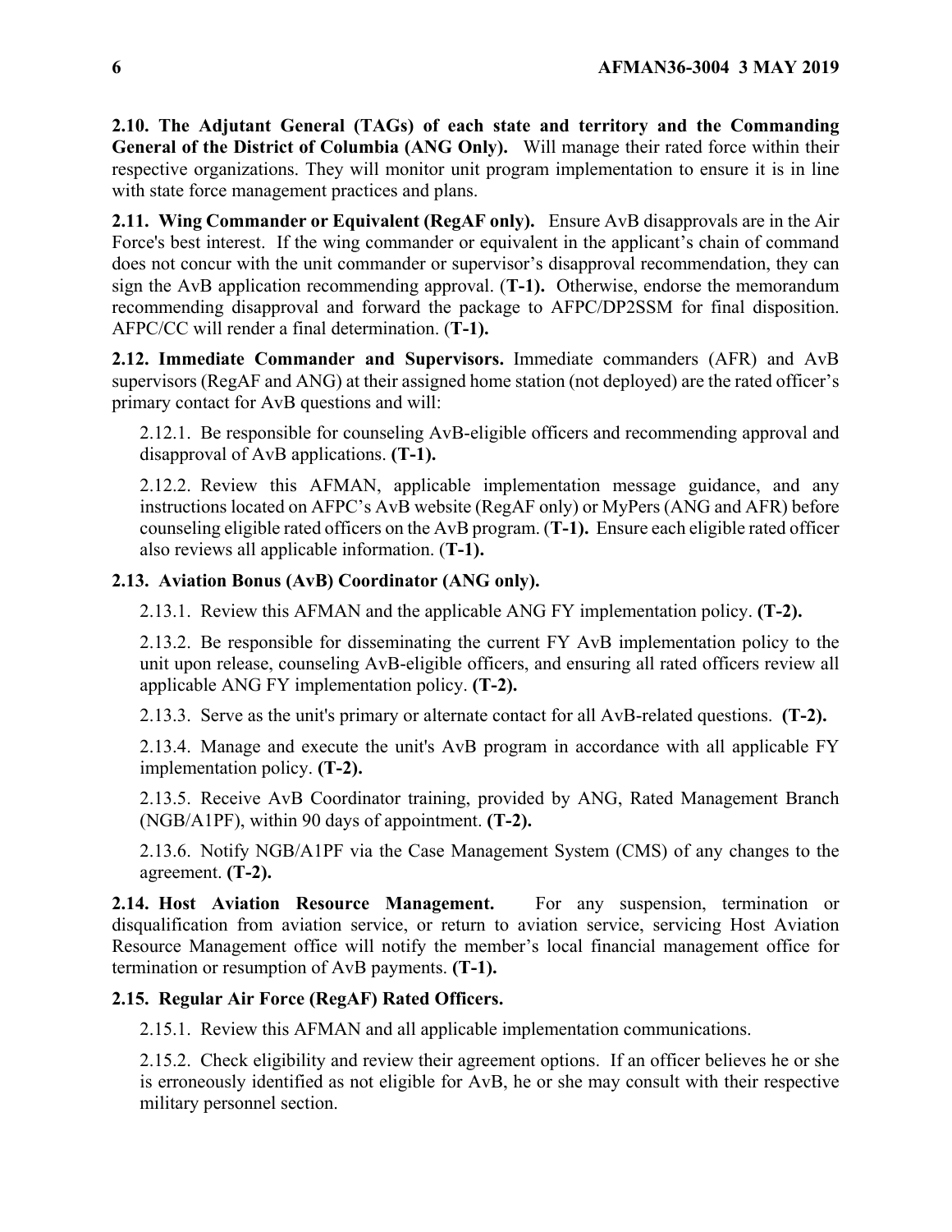**2.10. The Adjutant General (TAGs) of each state and territory and the Commanding General of the District of Columbia (ANG Only).** Will manage their rated force within their respective organizations. They will monitor unit program implementation to ensure it is in line with state force management practices and plans.

**2.11. Wing Commander or Equivalent (RegAF only).** Ensure AvB disapprovals are in the Air Force's best interest. If the wing commander or equivalent in the applicant's chain of command does not concur with the unit commander or supervisor's disapproval recommendation, they can sign the AvB application recommending approval. (**T-1).** Otherwise, endorse the memorandum recommending disapproval and forward the package to AFPC/DP2SSM for final disposition. AFPC/CC will render a final determination. (**T-1).**

**2.12. Immediate Commander and Supervisors.** Immediate commanders (AFR) and AvB supervisors (RegAF and ANG) at their assigned home station (not deployed) are the rated officer's primary contact for AvB questions and will:

2.12.1. Be responsible for counseling AvB-eligible officers and recommending approval and disapproval of AvB applications. **(T-1).**

2.12.2. Review this AFMAN, applicable implementation message guidance, and any instructions located on AFPC's AvB website (RegAF only) or MyPers (ANG and AFR) before counseling eligible rated officers on the AvB program. (**T-1).** Ensure each eligible rated officer also reviews all applicable information. (**T-1).**

**2.13. Aviation Bonus (AvB) Coordinator (ANG only).**

2.13.1. Review this AFMAN and the applicable ANG FY implementation policy. **(T-2).**

2.13.2. Be responsible for disseminating the current FY AvB implementation policy to the unit upon release, counseling AvB-eligible officers, and ensuring all rated officers review all applicable ANG FY implementation policy. **(T-2).**

2.13.3. Serve as the unit's primary or alternate contact for all AvB-related questions. **(T-2).**

2.13.4. Manage and execute the unit's AvB program in accordance with all applicable FY implementation policy. **(T-2).**

2.13.5. Receive AvB Coordinator training, provided by ANG, Rated Management Branch (NGB/A1PF), within 90 days of appointment. **(T-2).**

2.13.6. Notify NGB/A1PF via the Case Management System (CMS) of any changes to the agreement. **(T-2).**

**2.14. Host Aviation Resource Management.** For any suspension, termination or disqualification from aviation service, or return to aviation service, servicing Host Aviation Resource Management office will notify the member's local financial management office for termination or resumption of AvB payments. **(T-1).**

**2.15. Regular Air Force (RegAF) Rated Officers.**

2.15.1. Review this AFMAN and all applicable implementation communications.

2.15.2. Check eligibility and review their agreement options. If an officer believes he or she is erroneously identified as not eligible for AvB, he or she may consult with their respective military personnel section.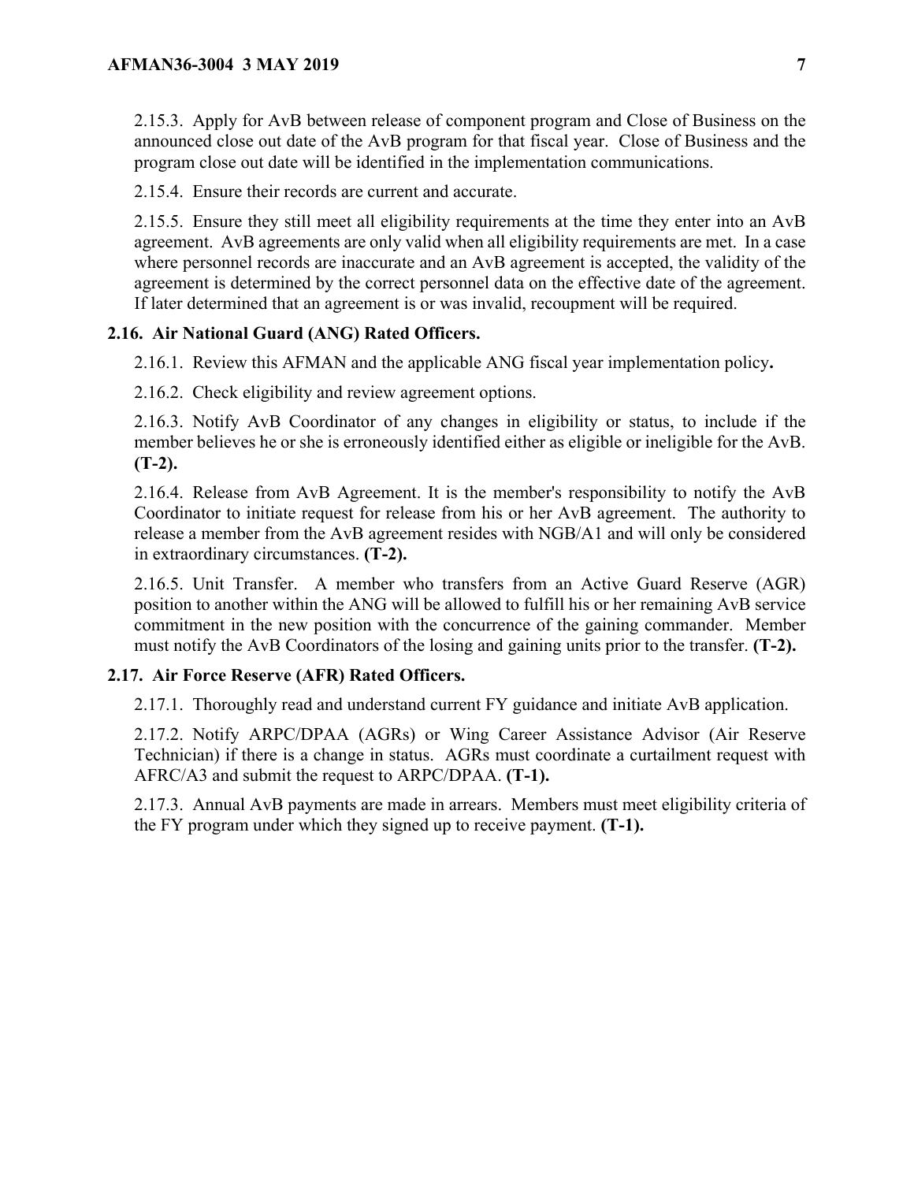2.15.3. Apply for AvB between release of component program and Close of Business on the announced close out date of the AvB program for that fiscal year. Close of Business and the program close out date will be identified in the implementation communications.

2.15.4. Ensure their records are current and accurate.

2.15.5. Ensure they still meet all eligibility requirements at the time they enter into an AvB agreement. AvB agreements are only valid when all eligibility requirements are met. In a case where personnel records are inaccurate and an AvB agreement is accepted, the validity of the agreement is determined by the correct personnel data on the effective date of the agreement. If later determined that an agreement is or was invalid, recoupment will be required.

**2.16. Air National Guard (ANG) Rated Officers.**

2.16.1. Review this AFMAN and the applicable ANG fiscal year implementation policy**.**

2.16.2. Check eligibility and review agreement options.

2.16.3. Notify AvB Coordinator of any changes in eligibility or status, to include if the member believes he or she is erroneously identified either as eligible or ineligible for the AvB. **(T-2).**

2.16.4. Release from AvB Agreement. It is the member's responsibility to notify the AvB Coordinator to initiate request for release from his or her AvB agreement. The authority to release a member from the AvB agreement resides with NGB/A1 and will only be considered in extraordinary circumstances. **(T-2).**

2.16.5. Unit Transfer. A member who transfers from an Active Guard Reserve (AGR) position to another within the ANG will be allowed to fulfill his or her remaining AvB service commitment in the new position with the concurrence of the gaining commander. Member must notify the AvB Coordinators of the losing and gaining units prior to the transfer. **(T-2).**

**2.17. Air Force Reserve (AFR) Rated Officers.**

2.17.1. Thoroughly read and understand current FY guidance and initiate AvB application.

2.17.2. Notify ARPC/DPAA (AGRs) or Wing Career Assistance Advisor (Air Reserve Technician) if there is a change in status. AGRs must coordinate a curtailment request with AFRC/A3 and submit the request to ARPC/DPAA. **(T-1).**

2.17.3. Annual AvB payments are made in arrears. Members must meet eligibility criteria of the FY program under which they signed up to receive payment. **(T-1).**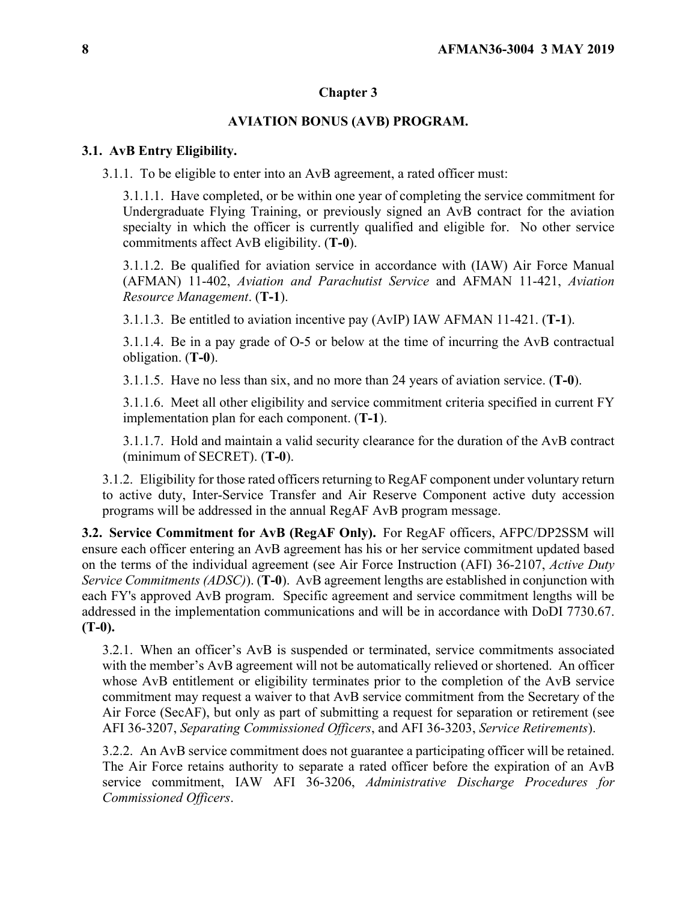## Chapter 3

## AVIATION BONUS (AVB) PROGRAM.

### 3.1. AvB Entry Eligibility.

3.1.1. To be eligible to enter into an AvB agreement, a rated officer must:

3.1.1.1. Have completed, or be within one year of completing the service commitment for Undergraduate Flying Training, or previously signed an AvB contract for the aviation specialty in which the officer is currently qualified and eligible for. No other service commitments affect AvB eligibility. (**T-0**).

3.1.1.2. Be qualified for aviation service in accordance with (IAW) Air Force Manual (AFMAN) 11-402, *Aviation and Parachutist Service* and AFMAN 11-421, *Aviation Resource Management*. (**T-1**).

3.1.1.3. Be entitled to aviation incentive pay (AvIP) IAW AFMAN 11-421. (**T-1**).

3.1.1.4. Be in a pay grade of O-5 or below at the time of incurring the AvB contractual obligation. (**T-0**).

3.1.1.5. Have no less than six, and no more than 24 years of aviation service. (**T-0**).

3.1.1.6. Meet all other eligibility and service commitment criteria specified in current FY implementation plan for each component. (**T-1**).

3.1.1.7. Hold and maintain a valid security clearance for the duration of the AvB contract (minimum of SECRET). (**T-0**).

3.1.2. Eligibility for those rated officers returning to RegAF component under voluntary return to active duty, Inter-Service Transfer and Air Reserve Component active duty accession programs will be addressed in the annual RegAF AvB program message.

**3.2. Service Commitment for AvB (RegAF Only).** For RegAF officers, AFPC/DP2SSM will ensure each officer entering an AvB agreement has his or her service commitment updated based on the terms of the individual agreement (see Air Force Instruction (AFI) 36-2107, *Active Duty Service Commitments (ADSC)*). (**T-0**). AvB agreement lengths are established in conjunction with each FY's approved AvB program. Specific agreement and service commitment lengths will be addressed in the implementation communications and will be in accordance with DoDI 7730.67. **(T-0).**

3.2.1. When an officer's AvB is suspended or terminated, service commitments associated with the member's AvB agreement will not be automatically relieved or shortened. An officer whose AvB entitlement or eligibility terminates prior to the completion of the AvB service commitment may request a waiver to that AvB service commitment from the Secretary of the Air Force (SecAF), but only as part of submitting a request for separation or retirement (see AFI 36-3207, *Separating Commissioned Officers*, and AFI 36-3203, *Service Retirements*).

3.2.2. An AvB service commitment does not guarantee a participating officer will be retained. The Air Force retains authority to separate a rated officer before the expiration of an AvB service commitment, IAW AFI 36-3206, *Administrative Discharge Procedures for Commissioned Officers*.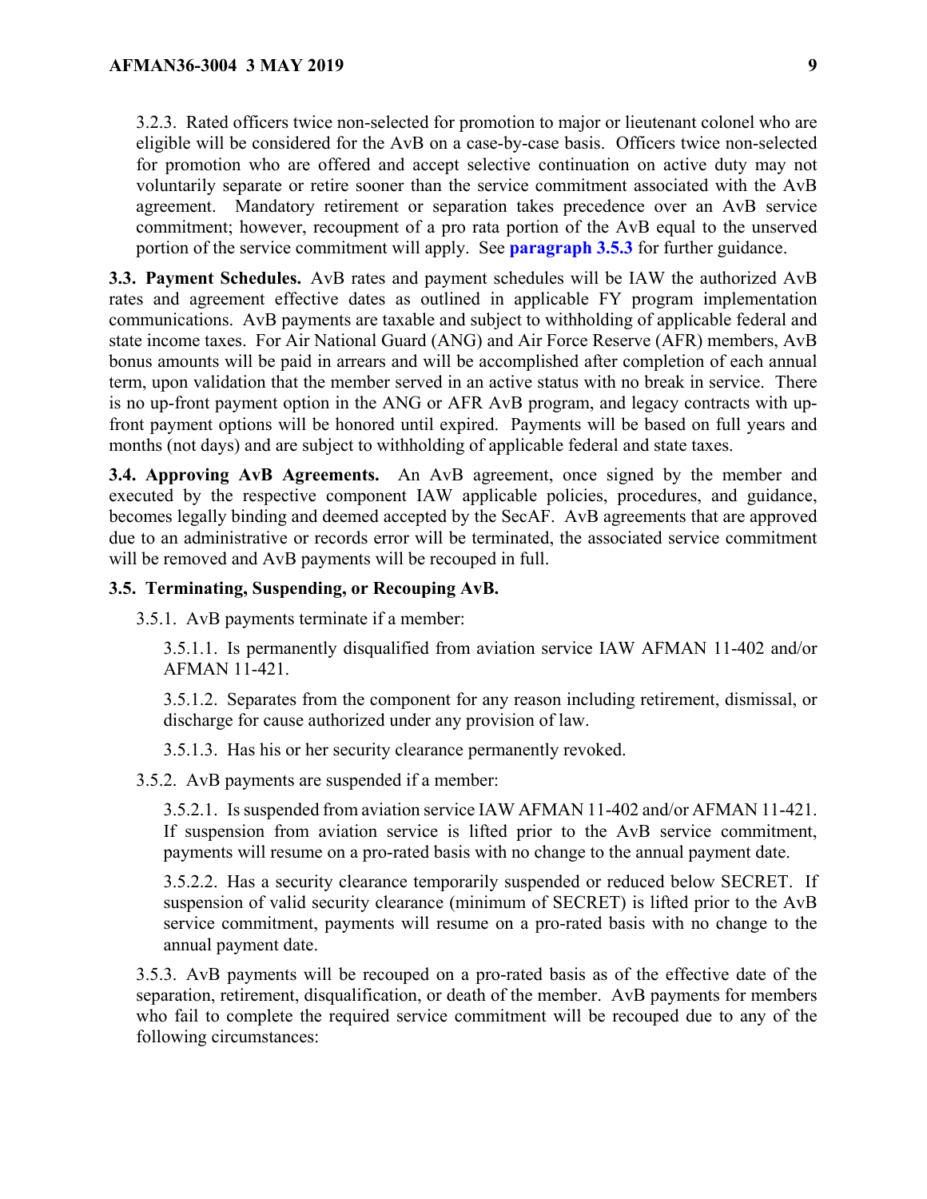3.2.3. Rated officers twice non-selected for promotion to major or lieutenant colonel who are eligible will be considered for the AvB on a case-by-case basis. Officers twice non-selected for promotion who are offered and accept selective continuation on active duty may not voluntarily separate or retire sooner than the service commitment associated with the AvB agreement. Mandatory retirement or separation takes precedence over an AvB service commitment; however, recoupment of a pro rata portion of the AvB equal to the unserved portion of the service commitment will apply. See **paragraph 3.5.3** for further guidance.

**3.3. Payment Schedules.** AvB rates and payment schedules will be IAW the authorized AvB rates and agreement effective dates as outlined in applicable FY program implementation communications. AvB payments are taxable and subject to withholding of applicable federal and state income taxes. For Air National Guard (ANG) and Air Force Reserve (AFR) members, AvB bonus amounts will be paid in arrears and will be accomplished after completion of each annual term, upon validation that the member served in an active status with no break in service. There is no up-front payment option in the ANG or AFR AvB program, and legacy contracts with up-front payment options will be honored until expired. Payments will be based on full years and months (not days) and are subject to withholding of applicable federal and state taxes.

**3.4. Approving AvB Agreements.** An AvB agreement, once signed by the member and executed by the respective component IAW applicable policies, procedures, and guidance, becomes legally binding and deemed accepted by the SecAF. AvB agreements that are approved due to an administrative or records error will be terminated, the associated service commitment will be removed and AvB payments will be recouped in full.

**3.5. Terminating, Suspending, or Recouping AvB.**

3.5.1. AvB payments terminate if a member:

3.5.1.1. Is permanently disqualified from aviation service IAW AFMAN 11-402 and/or AFMAN 11-421.

3.5.1.2. Separates from the component for any reason including retirement, dismissal, or discharge for cause authorized under any provision of law.

3.5.1.3. Has his or her security clearance permanently revoked.

3.5.2. AvB payments are suspended if a member:

3.5.2.1. Is suspended from aviation service IAW AFMAN 11-402 and/or AFMAN 11-421. If suspension from aviation service is lifted prior to the AvB service commitment, payments will resume on a pro-rated basis with no change to the annual payment date.

3.5.2.2. Has a security clearance temporarily suspended or reduced below SECRET. If suspension of valid security clearance (minimum of SECRET) is lifted prior to the AvB service commitment, payments will resume on a pro-rated basis with no change to the annual payment date.

3.5.3. AvB payments will be recouped on a pro-rated basis as of the effective date of the separation, retirement, disqualification, or death of the member. AvB payments for members who fail to complete the required service commitment will be recouped due to any of the following circumstances: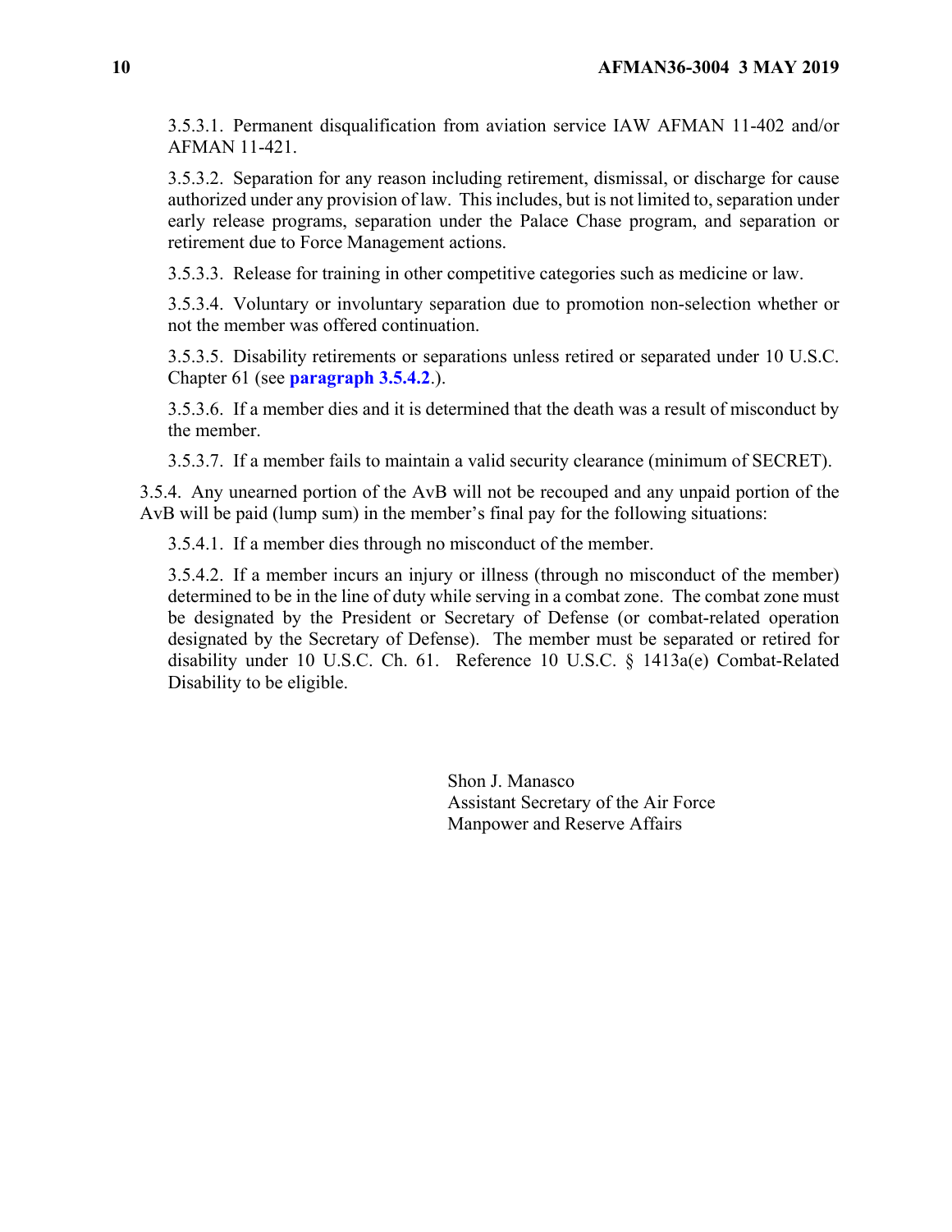3.5.3.1. Permanent disqualification from aviation service IAW AFMAN 11-402 and/or AFMAN 11-421.

3.5.3.2. Separation for any reason including retirement, dismissal, or discharge for cause authorized under any provision of law. This includes, but is not limited to, separation under early release programs, separation under the Palace Chase program, and separation or retirement due to Force Management actions.

3.5.3.3. Release for training in other competitive categories such as medicine or law.

3.5.3.4. Voluntary or involuntary separation due to promotion non-selection whether or not the member was offered continuation.

3.5.3.5. Disability retirements or separations unless retired or separated under 10 U.S.C. Chapter 61 (see **paragraph 3.5.4.2**.).

3.5.3.6. If a member dies and it is determined that the death was a result of misconduct by the member.

3.5.3.7. If a member fails to maintain a valid security clearance (minimum of SECRET).

3.5.4. Any unearned portion of the AvB will not be recouped and any unpaid portion of the AvB will be paid (lump sum) in the member's final pay for the following situations:

3.5.4.1. If a member dies through no misconduct of the member.

3.5.4.2. If a member incurs an injury or illness (through no misconduct of the member) determined to be in the line of duty while serving in a combat zone. The combat zone must be designated by the President or Secretary of Defense (or combat-related operation designated by the Secretary of Defense). The member must be separated or retired for disability under 10 U.S.C. Ch. 61. Reference 10 U.S.C. § 1413a(e) Combat-Related Disability to be eligible.

Shon J. Manasco
Assistant Secretary of the Air Force
Manpower and Reserve Affairs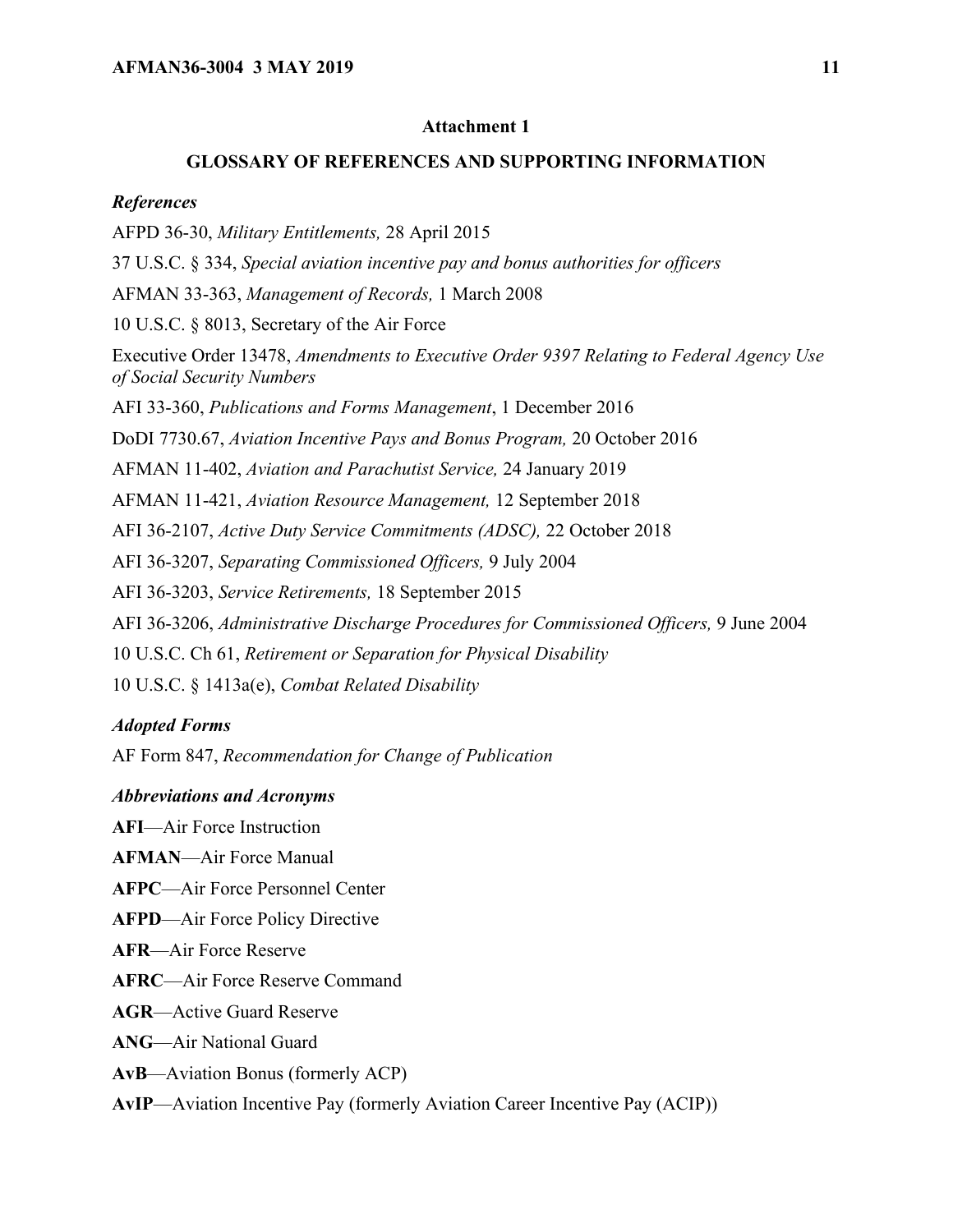## Attachment 1

## GLOSSARY OF REFERENCES AND SUPPORTING INFORMATION

### *References*

AFPD 36-30, *Military Entitlements,* 28 April 2015

37 U.S.C. § 334, *Special aviation incentive pay and bonus authorities for officers*

AFMAN 33-363, *Management of Records,* 1 March 2008

10 U.S.C. § 8013, Secretary of the Air Force

Executive Order 13478, *Amendments to Executive Order 9397 Relating to Federal Agency Use of Social Security Numbers*

AFI 33-360, *Publications and Forms Management*, 1 December 2016

DoDI 7730.67, *Aviation Incentive Pays and Bonus Program,* 20 October 2016

AFMAN 11-402, *Aviation and Parachutist Service,* 24 January 2019

AFMAN 11-421, *Aviation Resource Management,* 12 September 2018

AFI 36-2107, *Active Duty Service Commitments (ADSC),* 22 October 2018

AFI 36-3207, *Separating Commissioned Officers,* 9 July 2004

AFI 36-3203, *Service Retirements,* 18 September 2015

AFI 36-3206, *Administrative Discharge Procedures for Commissioned Officers,* 9 June 2004

10 U.S.C. Ch 61, *Retirement or Separation for Physical Disability*

10 U.S.C. § 1413a(e), *Combat Related Disability*

### *Adopted Forms*

AF Form 847, *Recommendation for Change of Publication*

### *Abbreviations and Acronyms*

**AFI**—Air Force Instruction

**AFMAN**—Air Force Manual

**AFPC**—Air Force Personnel Center

**AFPD**—Air Force Policy Directive

**AFR**—Air Force Reserve

**AFRC**—Air Force Reserve Command

**AGR**—Active Guard Reserve

**ANG**—Air National Guard

**AvB**—Aviation Bonus (formerly ACP)

**AvIP**—Aviation Incentive Pay (formerly Aviation Career Incentive Pay (ACIP))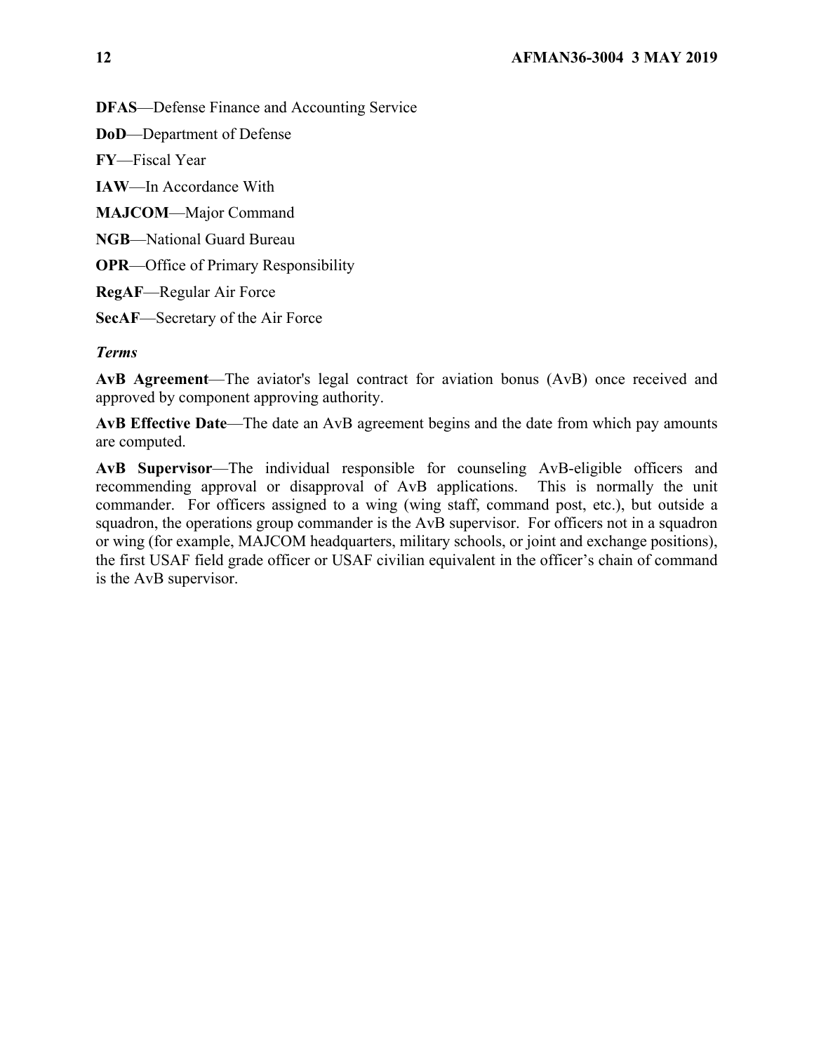**DFAS**—Defense Finance and Accounting Service

**DoD**—Department of Defense

**FY**—Fiscal Year

**IAW**—In Accordance With

**MAJCOM**—Major Command

**NGB**—National Guard Bureau

**OPR**—Office of Primary Responsibility

**RegAF**—Regular Air Force

**SecAF**—Secretary of the Air Force

***Terms***

**AvB Agreement**—The aviator's legal contract for aviation bonus (AvB) once received and approved by component approving authority.

**AvB Effective Date**—The date an AvB agreement begins and the date from which pay amounts are computed.

**AvB Supervisor**—The individual responsible for counseling AvB-eligible officers and recommending approval or disapproval of AvB applications. This is normally the unit commander. For officers assigned to a wing (wing staff, command post, etc.), but outside a squadron, the operations group commander is the AvB supervisor. For officers not in a squadron or wing (for example, MAJCOM headquarters, military schools, or joint and exchange positions), the first USAF field grade officer or USAF civilian equivalent in the officer's chain of command is the AvB supervisor.